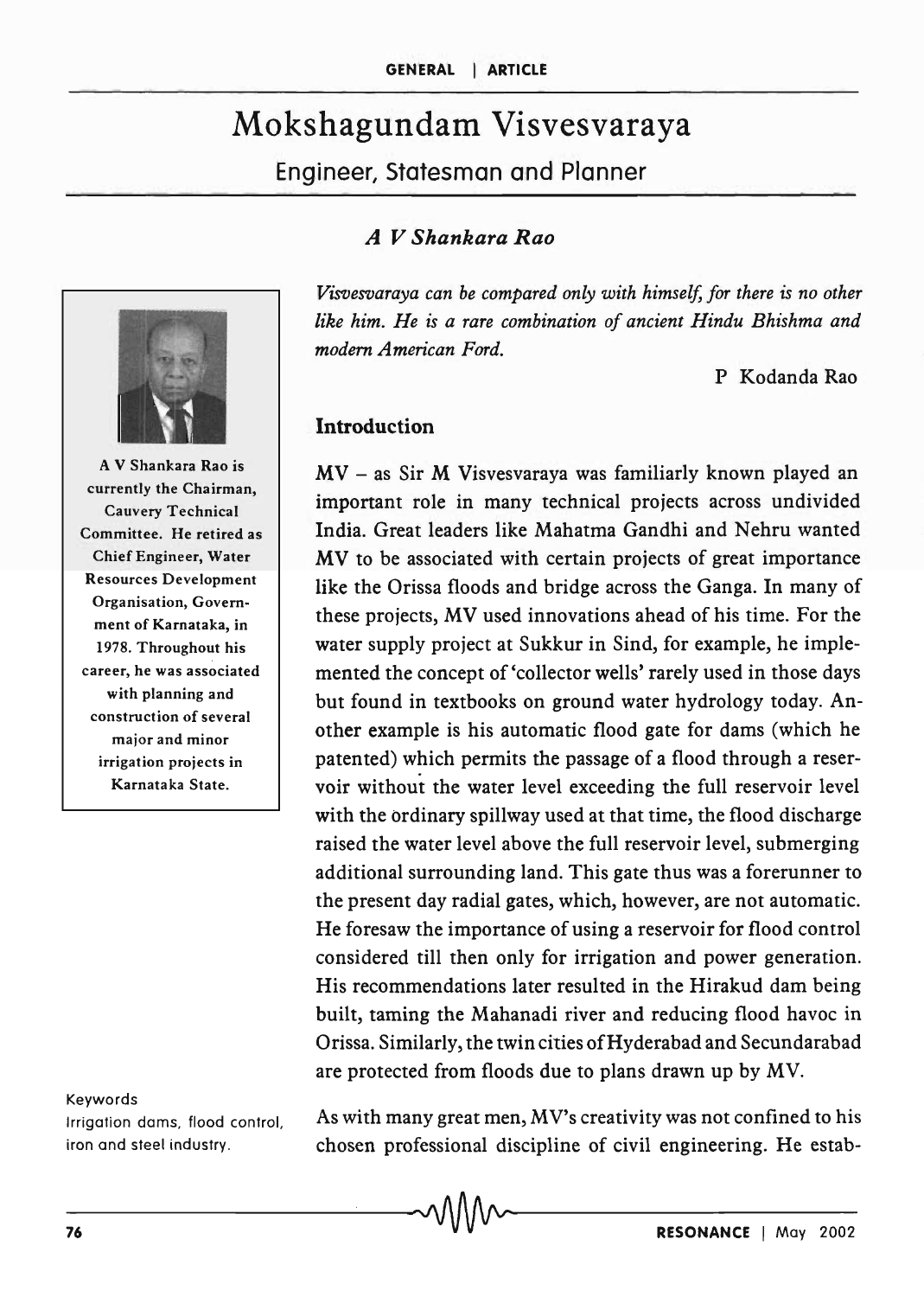# Mokshagundam Visvesvaraya

## Engineer, Statesman and Planner

### *A V Shankara Rao*

A V Shankara Rao is currently the Chairman, Cauvery Technical Committee. He retired as Chief Engineer, Water Resources Development Organisation, Government of Karnataka, in 1978. Throughout his career, he was associated with planning and construction of several major and minor irrigation projects in Karnataka State.

*Visvesvaraya can be compared only with himself, for there is no other like him. He is a rare combination of ancient Hindu Bhishma and modern American Ford.*

P Kodanda Rao

## Introduction

MV – as Sir M Visvesvaraya was familiarly known played an important role in many technical projects across undivided India. Great leaders like Mahatma Gandhi and Nehru wanted MV to be associated with certain projects of great importance like the Orissa floods and bridge across the Ganga. In many of these projects, MV used innovations ahead of his time. For the water supply project at Sukkur in Sind, for example, he implemented the concept of 'collector wells' rarely used in those days but found in textbooks on ground water hydrology today. Another example is his automatic flood gate for dams (which he patented) which permits the passage of a flood through a reservoir without the water level exceeding the full reservoir level with the ordinary spillway used at that time, the flood discharge raised the water level above the full reservoir level, submerging additional surrounding land. This gate thus was a forerunner to the present day radial gates, which, however, are not automatic. He foresaw the importance of using a reservoir for flood control considered till then only for irrigation and power generation. His recommendations later resulted in the Hirakud dam being built, taming the Mahanadi river and reducing flood havoc in Orissa. Similarly, the twin cities of Hyderabad and Secundarabad are protected from floods due to plans drawn up by MV.

As with many great men, MV's creativity was not confined to his chosen professional discipline of civil engineering. He estab-

Keywords

Irrigation dams, flood control, iron and steel industry.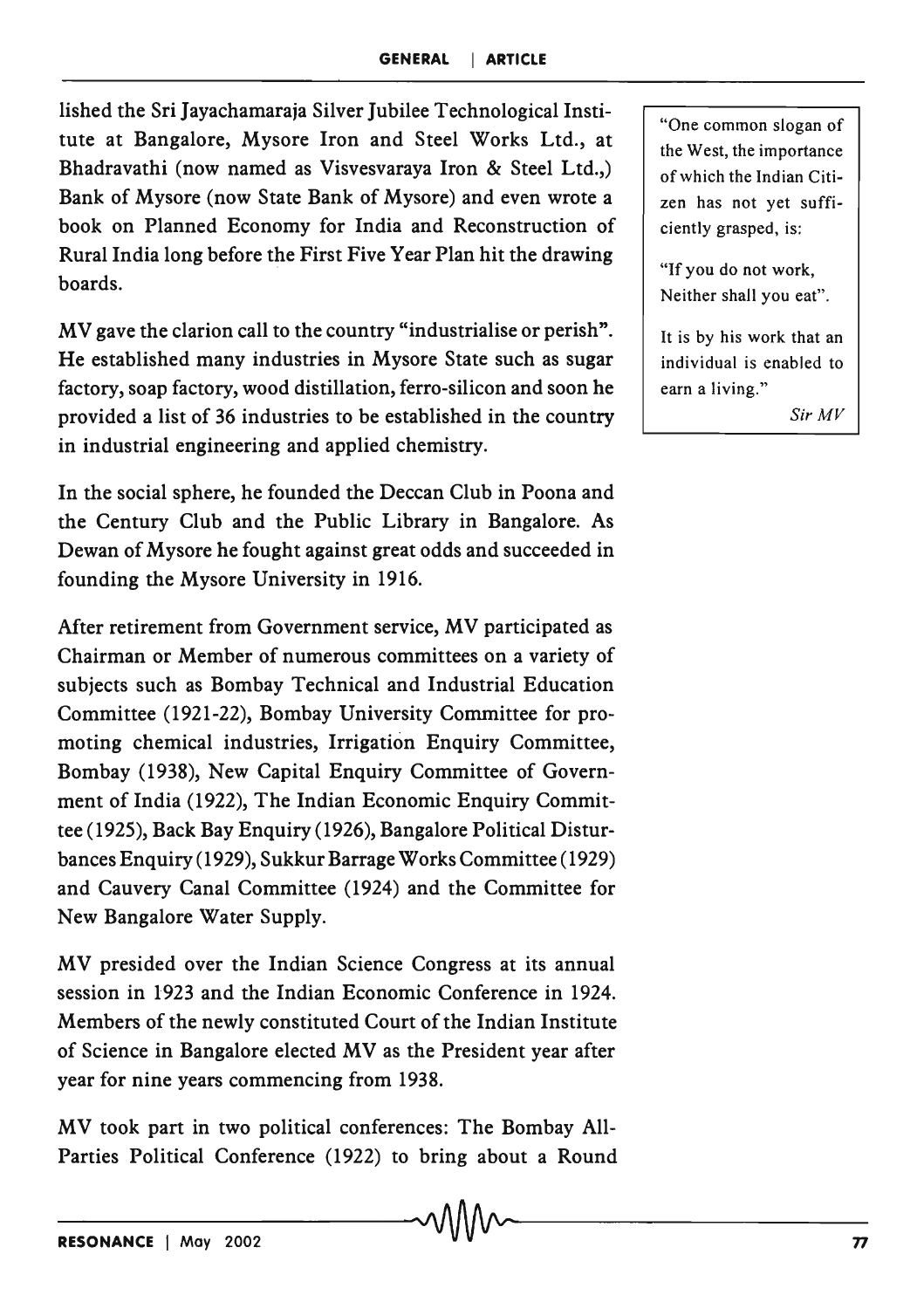lished the Sri Jayachamaraja Silver Jubilee Technological Institute at Bangalore, Mysore Iron and Steel Works Ltd., at Bhadravathi (now named as Visvesvaraya Iron & Steel Ltd.,) Bank of Mysore (now State Bank of Mysore) and even wrote a book on Planned Economy for India and Reconstruction of Rural India long before the First Five Year Plan hit the drawing boards.

> "One common slogan of the West, the importance of which the Indian Citizen has not yet sufficiently grasped, is:
>
> "If you do not work, Neither shall you eat".
>
> It is by his work that an individual is enabled to earn a living."
>
> *Sir MV*

MV gave the clarion call to the country "industrialise or perish". He established many industries in Mysore State such as sugar factory, soap factory, wood distillation, ferro-silicon and soon he provided a list of 36 industries to be established in the country in industrial engineering and applied chemistry.

In the social sphere, he founded the Deccan Club in Poona and the Century Club and the Public Library in Bangalore. As Dewan of Mysore he fought against great odds and succeeded in founding the Mysore University in 1916.

After retirement from Government service, MV participated as Chairman or Member of numerous committees on a variety of subjects such as Bombay Technical and Industrial Education Committee (1921-22), Bombay University Committee for promoting chemical industries, Irrigation Enquiry Committee, Bombay (1938), New Capital Enquiry Committee of Government of India (1922), The Indian Economic Enquiry Committee (1925), Back Bay Enquiry (1926), Bangalore Political Disturbances Enquiry (1929), Sukkur Barrage Works Committee (1929) and Cauvery Canal Committee (1924) and the Committee for New Bangalore Water Supply.

MV presided over the Indian Science Congress at its annual session in 1923 and the Indian Economic Conference in 1924. Members of the newly constituted Court of the Indian Institute of Science in Bangalore elected MV as the President year after year for nine years commencing from 1938.

MV took part in two political conferences: The Bombay All-Parties Political Conference (1922) to bring about a Round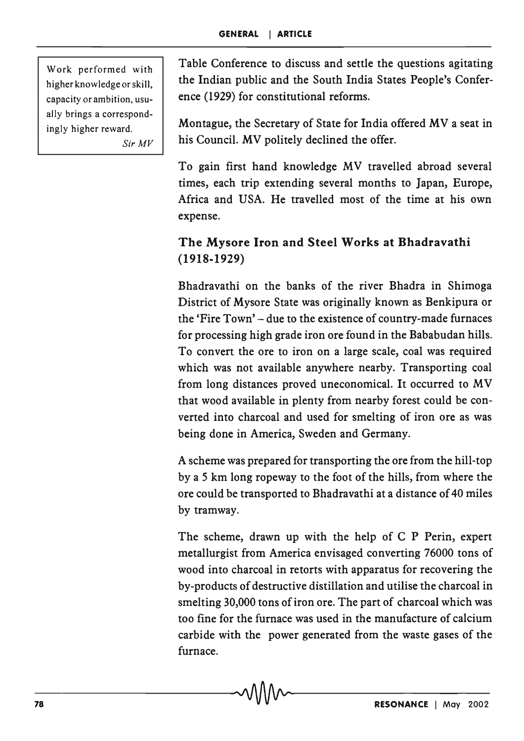Work performed with higher knowledge or skill, capacity or ambition, usually brings a correspondingly higher reward.

*Sir MV*

Table Conference to discuss and settle the questions agitating the Indian public and the South India States People's Conference (1929) for constitutional reforms.

Montague, the Secretary of State for India offered MV a seat in his Council. MV politely declined the offer.

To gain first hand knowledge MV travelled abroad several times, each trip extending several months to Japan, Europe, Africa and USA. He travelled most of the time at his own expense.

### The Mysore Iron and Steel Works at Bhadravathi (1918-1929)

Bhadravathi on the banks of the river Bhadra in Shimoga District of Mysore State was originally known as Benkipura or the 'Fire Town' – due to the existence of country-made furnaces for processing high grade iron ore found in the Bababudan hills. To convert the ore to iron on a large scale, coal was required which was not available anywhere nearby. Transporting coal from long distances proved uneconomical. It occurred to MV that wood available in plenty from nearby forest could be converted into charcoal and used for smelting of iron ore as was being done in America, Sweden and Germany.

A scheme was prepared for transporting the ore from the hill-top by a 5 km long ropeway to the foot of the hills, from where the ore could be transported to Bhadravathi at a distance of 40 miles by tramway.

The scheme, drawn up with the help of C P Perin, expert metallurgist from America envisaged converting 76000 tons of wood into charcoal in retorts with apparatus for recovering the by-products of destructive distillation and utilise the charcoal in smelting 30,000 tons of iron ore. The part of charcoal which was too fine for the furnace was used in the manufacture of calcium carbide with the power generated from the waste gases of the furnace.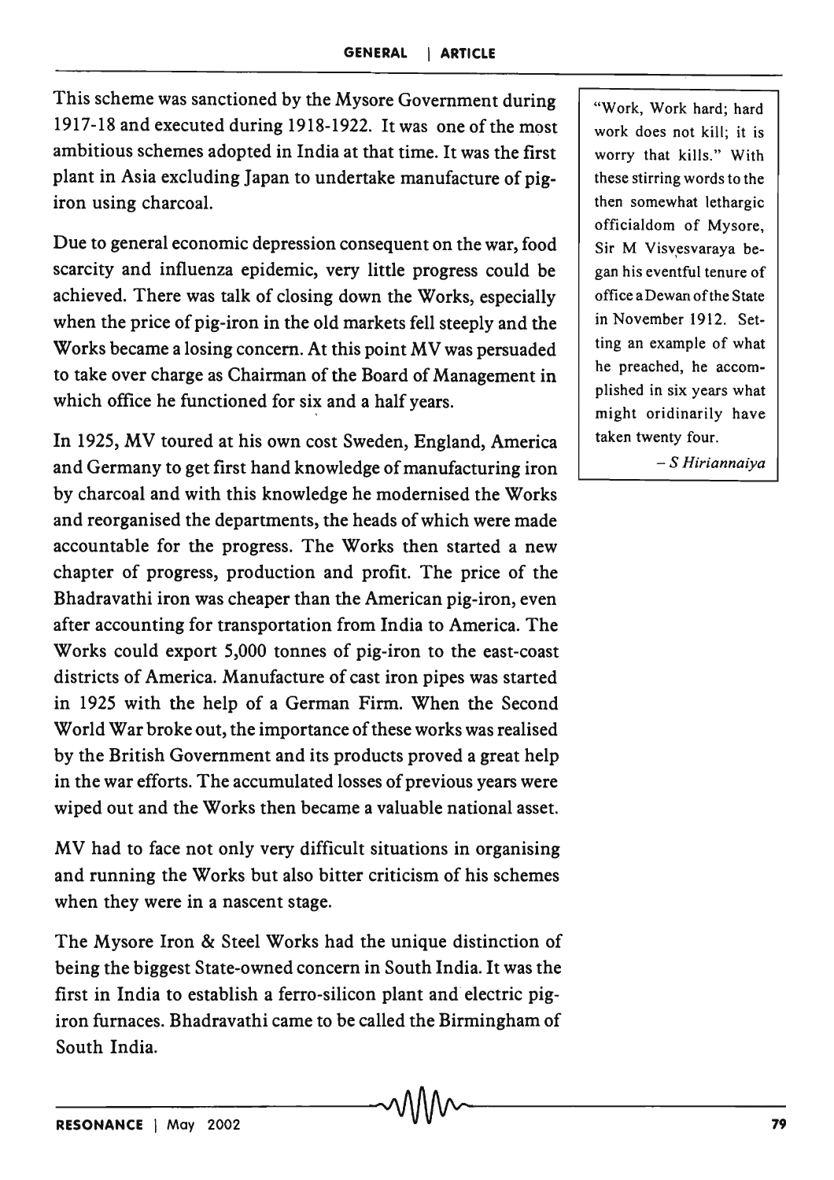This scheme was sanctioned by the Mysore Government during 1917-18 and executed during 1918-1922. It was one of the most ambitious schemes adopted in India at that time. It was the first plant in Asia excluding Japan to undertake manufacture of pig-iron using charcoal.

Due to general economic depression consequent on the war, food scarcity and influenza epidemic, very little progress could be achieved. There was talk of closing down the Works, especially when the price of pig-iron in the old markets fell steeply and the Works became a losing concern. At this point MV was persuaded to take over charge as Chairman of the Board of Management in which office he functioned for six and a half years.

In 1925, MV toured at his own cost Sweden, England, America and Germany to get first hand knowledge of manufacturing iron by charcoal and with this knowledge he modernised the Works and reorganised the departments, the heads of which were made accountable for the progress. The Works then started a new chapter of progress, production and profit. The price of the Bhadravathi iron was cheaper than the American pig-iron, even after accounting for transportation from India to America. The Works could export 5,000 tonnes of pig-iron to the east-coast districts of America. Manufacture of cast iron pipes was started in 1925 with the help of a German Firm. When the Second World War broke out, the importance of these works was realised by the British Government and its products proved a great help in the war efforts. The accumulated losses of previous years were wiped out and the Works then became a valuable national asset.

MV had to face not only very difficult situations in organising and running the Works but also bitter criticism of his schemes when they were in a nascent stage.

The Mysore Iron & Steel Works had the unique distinction of being the biggest State-owned concern in South India. It was the first in India to establish a ferro-silicon plant and electric pig-iron furnaces. Bhadravathi came to be called the Birmingham of South India.

> "Work, Work hard; hard work does not kill; it is worry that kills." With these stirring words to the then somewhat lethargic officialdom of Mysore, Sir M Visvesvaraya began his eventful tenure of office a Dewan of the State in November 1912. Setting an example of what he preached, he accomplished in six years what might oridinarily have taken twenty four.
>
> *– S Hiriannaiya*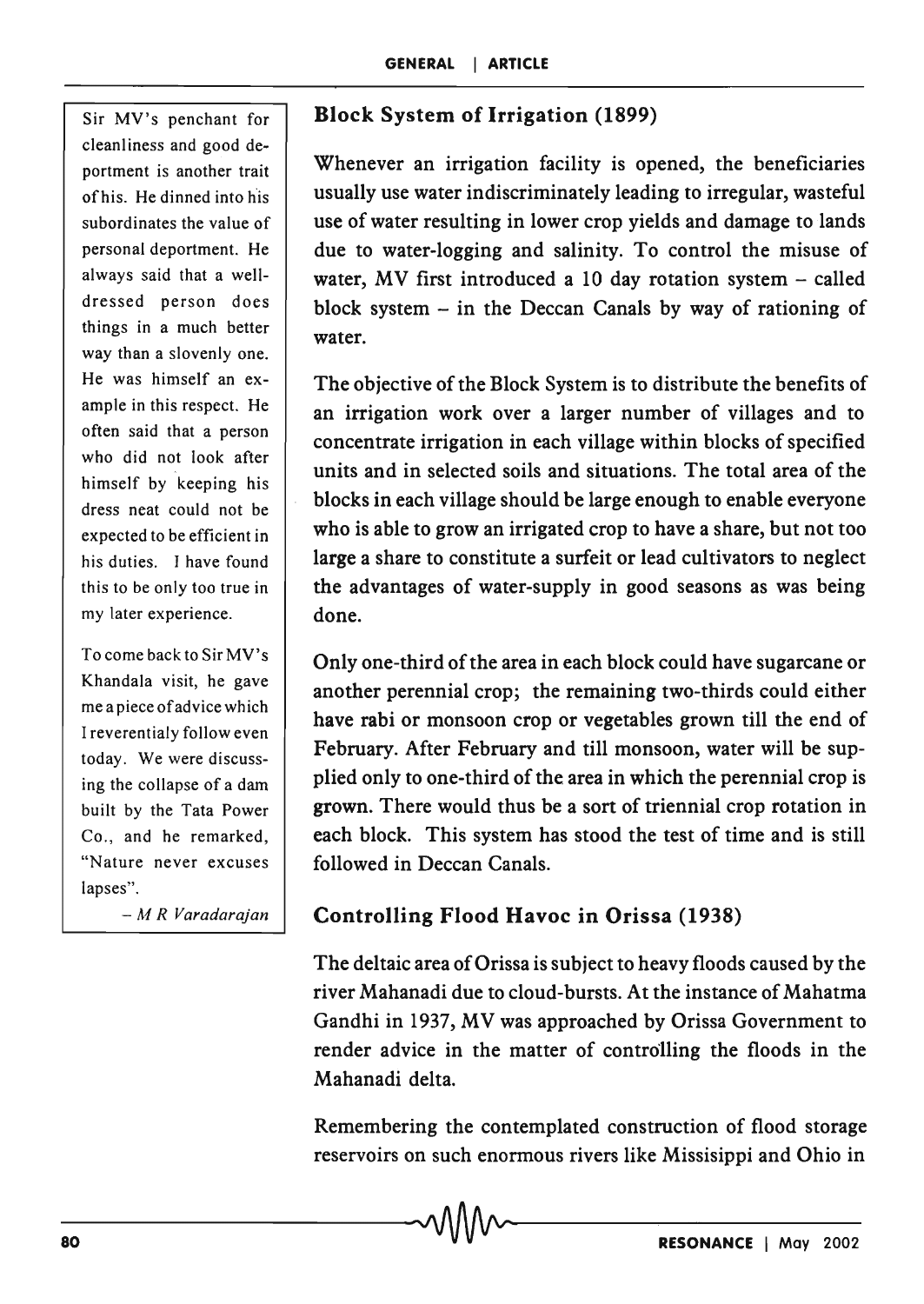Sir MV's penchant for cleanliness and good deportment is another trait of his. He dinned into his subordinates the value of personal deportment. He always said that a well-dressed person does things in a much better way than a slovenly one. He was himself an example in this respect. He often said that a person who did not look after himself by keeping his dress neat could not be expected to be efficient in his duties. I have found this to be only too true in my later experience.

To come back to Sir MV's Khandala visit, he gave me a piece of advice which I reverentialy follow even today. We were discussing the collapse of a dam built by the Tata Power Co., and he remarked, "Nature never excuses lapses".

*– M R Varadarajan*

### Block System of Irrigation (1899)

Whenever an irrigation facility is opened, the beneficiaries usually use water indiscriminately leading to irregular, wasteful use of water resulting in lower crop yields and damage to lands due to water-logging and salinity. To control the misuse of water, MV first introduced a 10 day rotation system – called block system – in the Deccan Canals by way of rationing of water.

The objective of the Block System is to distribute the benefits of an irrigation work over a larger number of villages and to concentrate irrigation in each village within blocks of specified units and in selected soils and situations. The total area of the blocks in each village should be large enough to enable everyone who is able to grow an irrigated crop to have a share, but not too large a share to constitute a surfeit or lead cultivators to neglect the advantages of water-supply in good seasons as was being done.

Only one-third of the area in each block could have sugarcane or another perennial crop; the remaining two-thirds could either have rabi or monsoon crop or vegetables grown till the end of February. After February and till monsoon, water will be supplied only to one-third of the area in which the perennial crop is grown. There would thus be a sort of triennial crop rotation in each block. This system has stood the test of time and is still followed in Deccan Canals.

### Controlling Flood Havoc in Orissa (1938)

The deltaic area of Orissa is subject to heavy floods caused by the river Mahanadi due to cloud-bursts. At the instance of Mahatma Gandhi in 1937, MV was approached by Orissa Government to render advice in the matter of controlling the floods in the Mahanadi delta.

Remembering the contemplated construction of flood storage reservoirs on such enormous rivers like Missisippi and Ohio in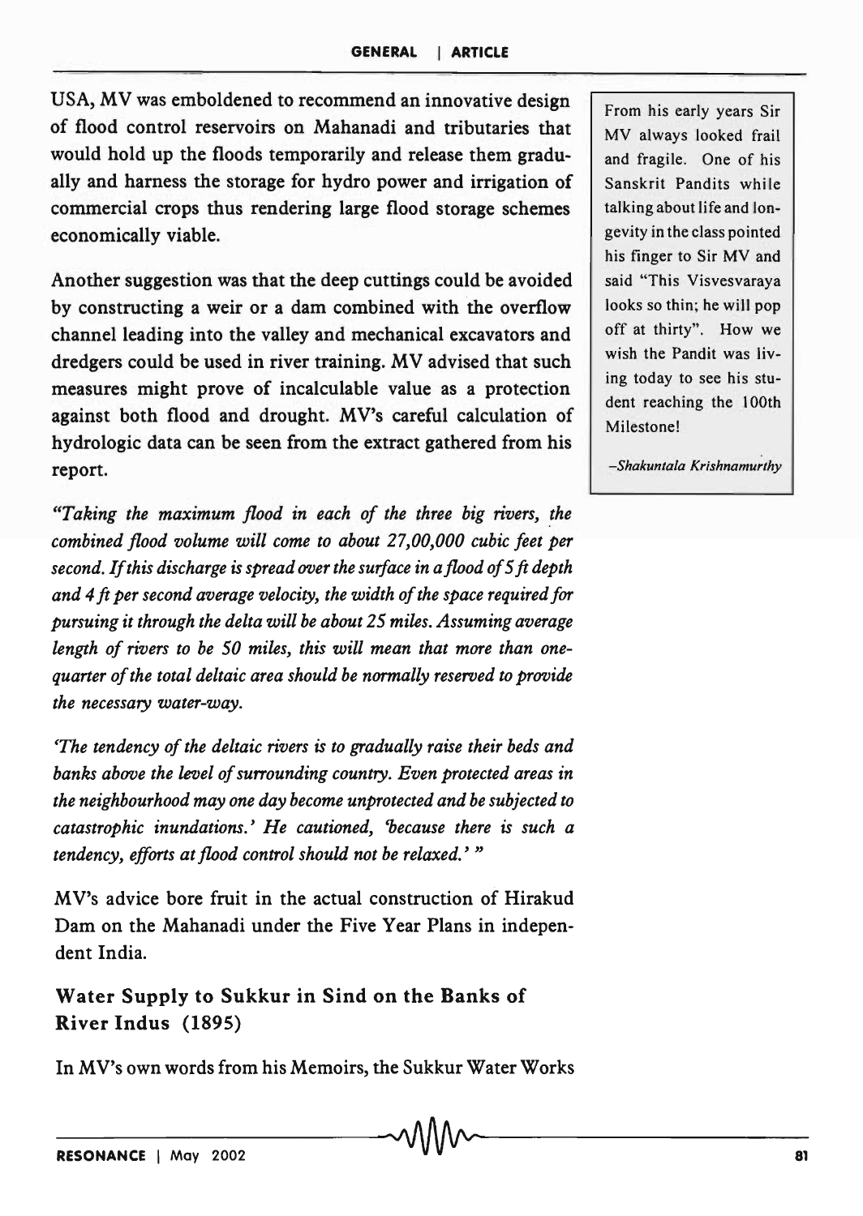USA, MV was emboldened to recommend an innovative design of flood control reservoirs on Mahanadi and tributaries that would hold up the floods temporarily and release them gradually and harness the storage for hydro power and irrigation of commercial crops thus rendering large flood storage schemes economically viable.

Another suggestion was that the deep cuttings could be avoided by constructing a weir or a dam combined with the overflow channel leading into the valley and mechanical excavators and dredgers could be used in river training. MV advised that such measures might prove of incalculable value as a protection against both flood and drought. MV's careful calculation of hydrologic data can be seen from the extract gathered from his report.

*"Taking the maximum flood in each of the three big rivers, the combined flood volume will come to about 27,00,000 cubic feet per second. If this discharge is spread over the surface in a flood of 5 ft depth and 4 ft per second average velocity, the width of the space required for pursuing it through the delta will be about 25 miles. Assuming average length of rivers to be 50 miles, this will mean that more than one-quarter of the total deltaic area should be normally reserved to provide the necessary water-way.*

*'The tendency of the deltaic rivers is to gradually raise their beds and banks above the level of surrounding country. Even protected areas in the neighbourhood may one day become unprotected and be subjected to catastrophic inundations.' He cautioned, 'because there is such a tendency, efforts at flood control should not be relaxed.' "*

MV's advice bore fruit in the actual construction of Hirakud Dam on the Mahanadi under the Five Year Plans in independent India.

> From his early years Sir MV always looked frail and fragile. One of his Sanskrit Pandits while talking about life and longevity in the class pointed his finger to Sir MV and said "This Visvesvaraya looks so thin; he will pop off at thirty". How we wish the Pandit was living today to see his student reaching the 100th Milestone!
>
> *–Shakuntala Krishnamurthy*

### Water Supply to Sukkur in Sind on the Banks of River Indus (1895)

In MV's own words from his Memoirs, the Sukkur Water Works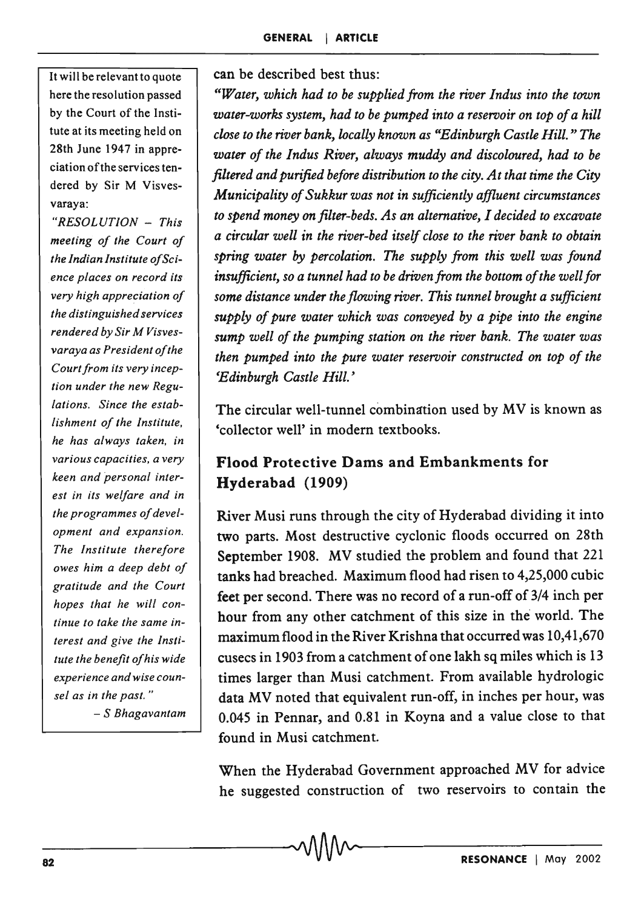can be described best thus:

*"Water, which had to be supplied from the river Indus into the town water-works system, had to be pumped into a reservoir on top of a hill close to the river bank, locally known as "Edinburgh Castle Hill." The water of the Indus River, always muddy and discoloured, had to be filtered and purified before distribution to the city. At that time the City Municipality of Sukkur was not in sufficiently affluent circumstances to spend money on filter-beds. As an alternative, I decided to excavate a circular well in the river-bed itself close to the river bank to obtain spring water by percolation. The supply from this well was found insufficient, so a tunnel had to be driven from the bottom of the well for some distance under the flowing river. This tunnel brought a sufficient supply of pure water which was conveyed by a pipe into the engine sump well of the pumping station on the river bank. The water was then pumped into the pure water reservoir constructed on top of the 'Edinburgh Castle Hill.'*

The circular well-tunnel combination used by MV is known as 'collector well' in modern textbooks.

It will be relevant to quote here the resolution passed by the Court of the Institute at its meeting held on 28th June 1947 in appreciation of the services tendered by Sir M Visvesvaraya:

*"RESOLUTION – This meeting of the Court of the Indian Institute of Science places on record its very high appreciation of the distinguished services rendered by Sir M Visvesvaraya as President of the Court from its very inception under the new Regulations. Since the establishment of the Institute, he has always taken, in various capacities, a very keen and personal interest in its welfare and in the programmes of development and expansion. The Institute therefore owes him a deep debt of gratitude and the Court hopes that he will continue to take the same interest and give the Institute the benefit of his wide experience and wise counsel as in the past."*

*– S Bhagavantam*

## Flood Protective Dams and Embankments for Hyderabad (1909)

River Musi runs through the city of Hyderabad dividing it into two parts. Most destructive cyclonic floods occurred on 28th September 1908. MV studied the problem and found that 221 tanks had breached. Maximum flood had risen to 4,25,000 cubic feet per second. There was no record of a run-off of 3/4 inch per hour from any other catchment of this size in the world. The maximum flood in the River Krishna that occurred was 10,41,670 cusecs in 1903 from a catchment of one lakh sq miles which is 13 times larger than Musi catchment. From available hydrologic data MV noted that equivalent run-off, in inches per hour, was 0.045 in Pennar, and 0.81 in Koyna and a value close to that found in Musi catchment.

When the Hyderabad Government approached MV for advice he suggested construction of two reservoirs to contain the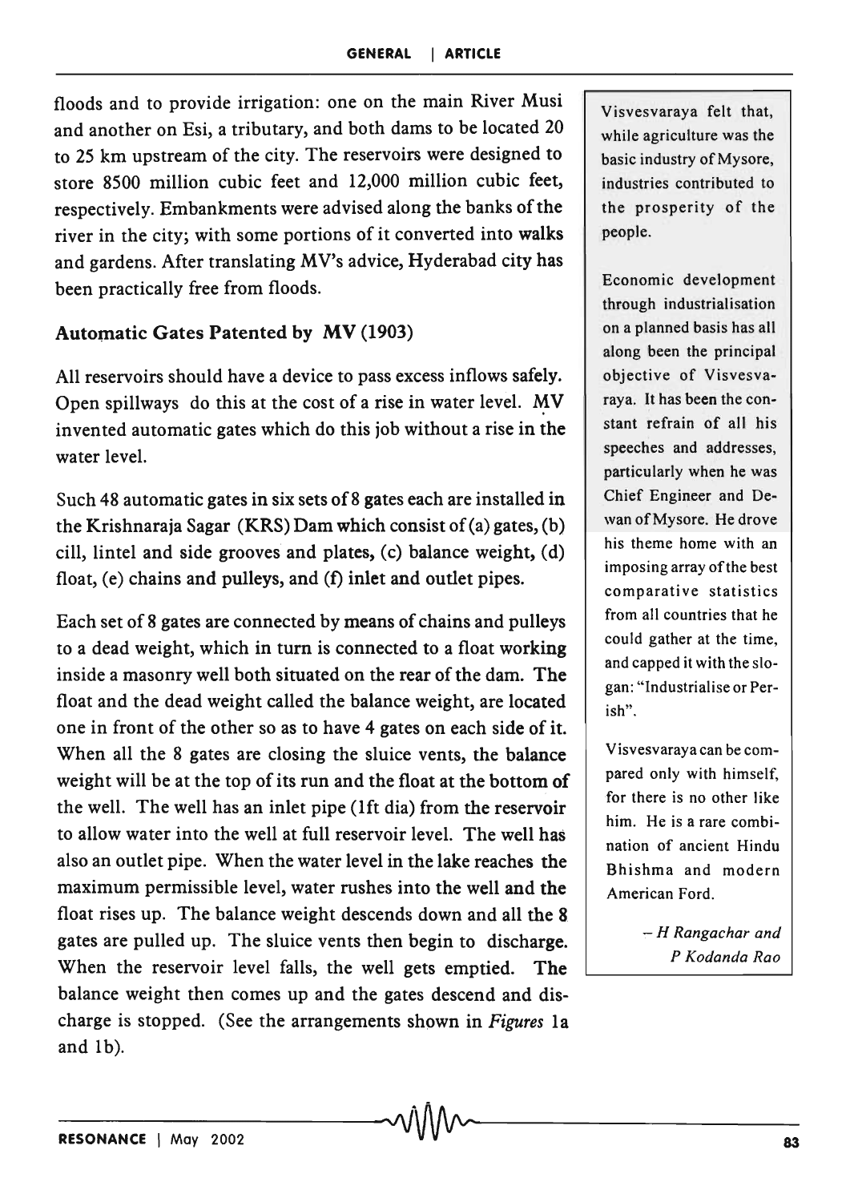floods and to provide irrigation: one on the main River Musi and another on Esi, a tributary, and both dams to be located 20 to 25 km upstream of the city. The reservoirs were designed to store 8500 million cubic feet and 12,000 million cubic feet, respectively. Embankments were advised along the banks of the river in the city; with some portions of it converted into walks and gardens. After translating MV's advice, Hyderabad city has been practically free from floods.

### Automatic Gates Patented by MV (1903)

All reservoirs should have a device to pass excess inflows safely. Open spillways do this at the cost of a rise in water level. MV invented automatic gates which do this job without a rise in the water level.

Such 48 automatic gates in six sets of 8 gates each are installed in the Krishnaraja Sagar (KRS) Dam which consist of (a) gates, (b) cill, lintel and side grooves and plates, (c) balance weight, (d) float, (e) chains and pulleys, and (f) inlet and outlet pipes.

Each set of 8 gates are connected by means of chains and pulleys to a dead weight, which in turn is connected to a float working inside a masonry well both situated on the rear of the dam. The float and the dead weight called the balance weight, are located one in front of the other so as to have 4 gates on each side of it. When all the 8 gates are closing the sluice vents, the balance weight will be at the top of its run and the float at the bottom of the well. The well has an inlet pipe (1ft dia) from the reservoir to allow water into the well at full reservoir level. The well has also an outlet pipe. When the water level in the lake reaches the maximum permissible level, water rushes into the well and the float rises up. The balance weight descends down and all the 8 gates are pulled up. The sluice vents then begin to discharge. When the reservoir level falls, the well gets emptied. The balance weight then comes up and the gates descend and discharge is stopped. (See the arrangements shown in *Figures* 1a and 1b).

Visvesvaraya felt that, while agriculture was the basic industry of Mysore, industries contributed to the prosperity of the people.

Economic development through industrialisation on a planned basis has all along been the principal objective of Visvesvaraya. It has been the constant refrain of all his speeches and addresses, particularly when he was Chief Engineer and Dewan of Mysore. He drove his theme home with an imposing array of the best comparative statistics from all countries that he could gather at the time, and capped it with the slogan: "Industrialise or Perish".

Visvesvaraya can be compared only with himself, for there is no other like him. He is a rare combination of ancient Hindu Bhishma and modern American Ford.

*– H Rangachar and P Kodanda Rao*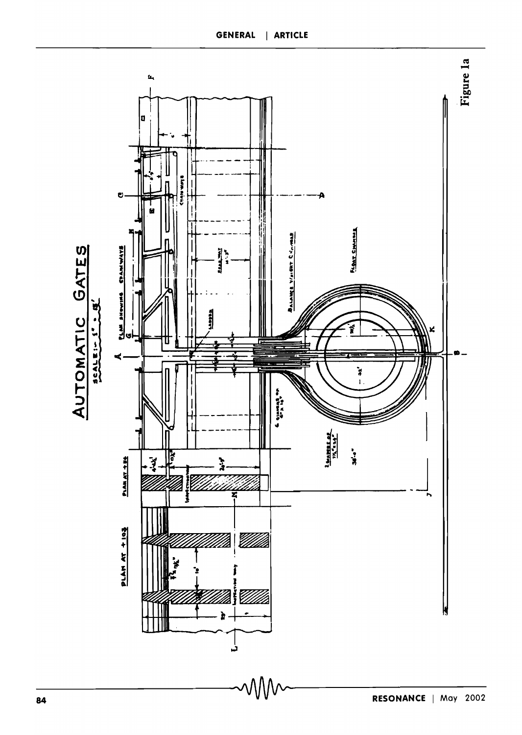# AUTOMATIC GATES

SCALE:- 1" = 15'

PLAN SHOWING STAIRWAYS

PLAN AT + 84

PLAN AT + 102

BALANCE WEIGHT CHAMBER

FLOAT CHAMBER

ROAD WAY

INSPECTION WAY

LADDER

CHAIN WAYS

Figure 1a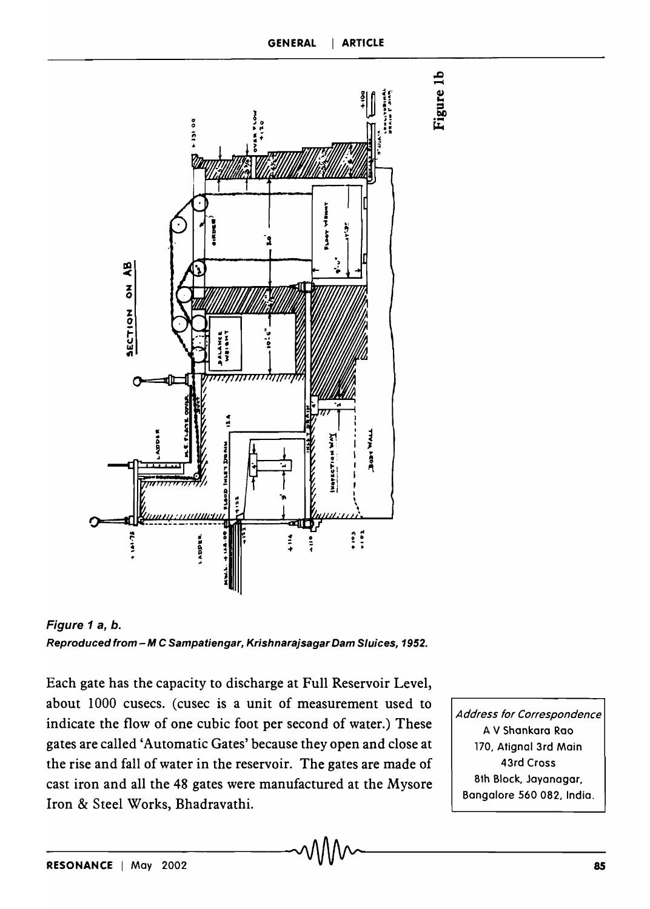Figure 1b

SECTION ON AB

*Figure 1 a, b.*
***Reproduced from – M C Sampatiengar, Krishnarajsagar Dam Sluices, 1952.***

Each gate has the capacity to discharge at Full Reservoir Level, about 1000 cusecs. (cusec is a unit of measurement used to indicate the flow of one cubic foot per second of water.) These gates are called 'Automatic Gates' because they open and close at the rise and fall of water in the reservoir. The gates are made of cast iron and all the 48 gates were manufactured at the Mysore Iron & Steel Works, Bhadravathi.

*Address for Correspondence*
A V Shankara Rao
170, Atignal 3rd Main
43rd Cross
8th Block, Jayanagar,
Bangalore 560 082, India.